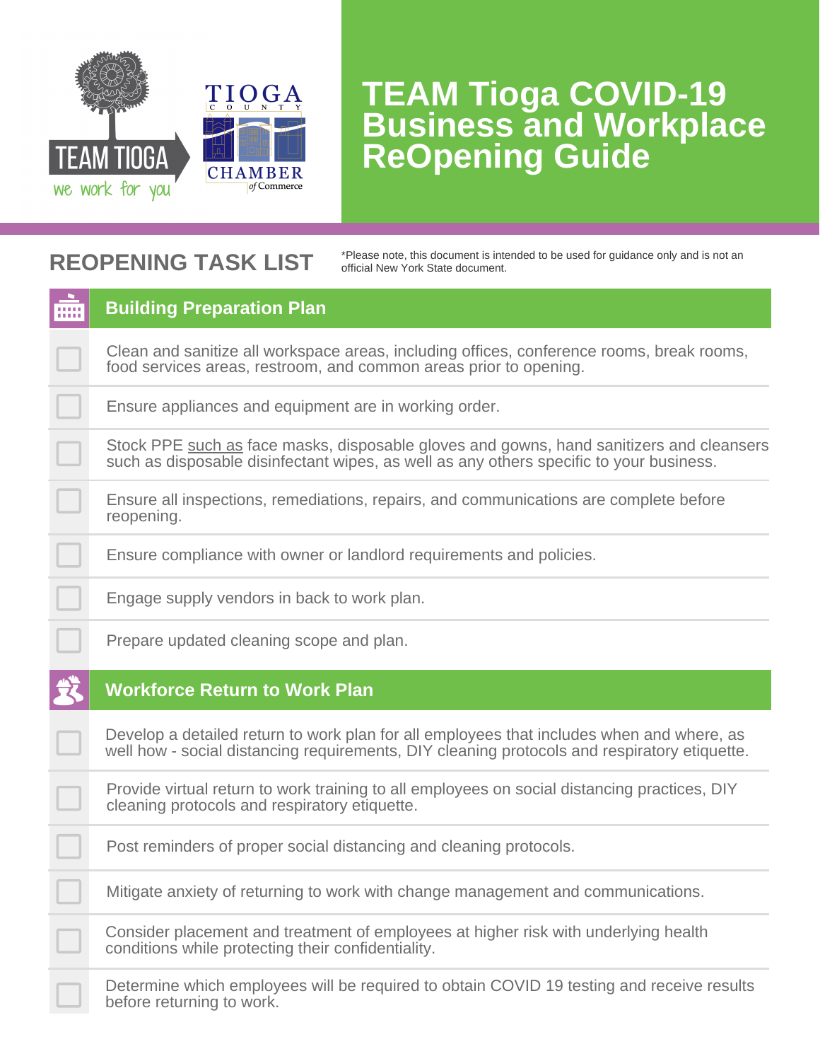TEAM TIOGA
we work for you

TIOGA COUNTY CHAMBER of Commerce

# TEAM Tioga COVID-19 Business and Workplace ReOpening Guide

## REOPENING TASK LIST

*Please note, this document is intended to be used for guidance only and is not an official New York State document.

### Building Preparation Plan

- [ ] Clean and sanitize all workspace areas, including offices, conference rooms, break rooms, food services areas, restroom, and common areas prior to opening.
- [ ] Ensure appliances and equipment are in working order.
- [ ] Stock PPE such as face masks, disposable gloves and gowns, hand sanitizers and cleansers such as disposable disinfectant wipes, as well as any others specific to your business.
- [ ] Ensure all inspections, remediations, repairs, and communications are complete before reopening.
- [ ] Ensure compliance with owner or landlord requirements and policies.
- [ ] Engage supply vendors in back to work plan.
- [ ] Prepare updated cleaning scope and plan.

### Workforce Return to Work Plan

- [ ] Develop a detailed return to work plan for all employees that includes when and where, as well how - social distancing requirements, DIY cleaning protocols and respiratory etiquette.
- [ ] Provide virtual return to work training to all employees on social distancing practices, DIY cleaning protocols and respiratory etiquette.
- [ ] Post reminders of proper social distancing and cleaning protocols.
- [ ] Mitigate anxiety of returning to work with change management and communications.
- [ ] Consider placement and treatment of employees at higher risk with underlying health conditions while protecting their confidentiality.
- [ ] Determine which employees will be required to obtain COVID 19 testing and receive results before returning to work.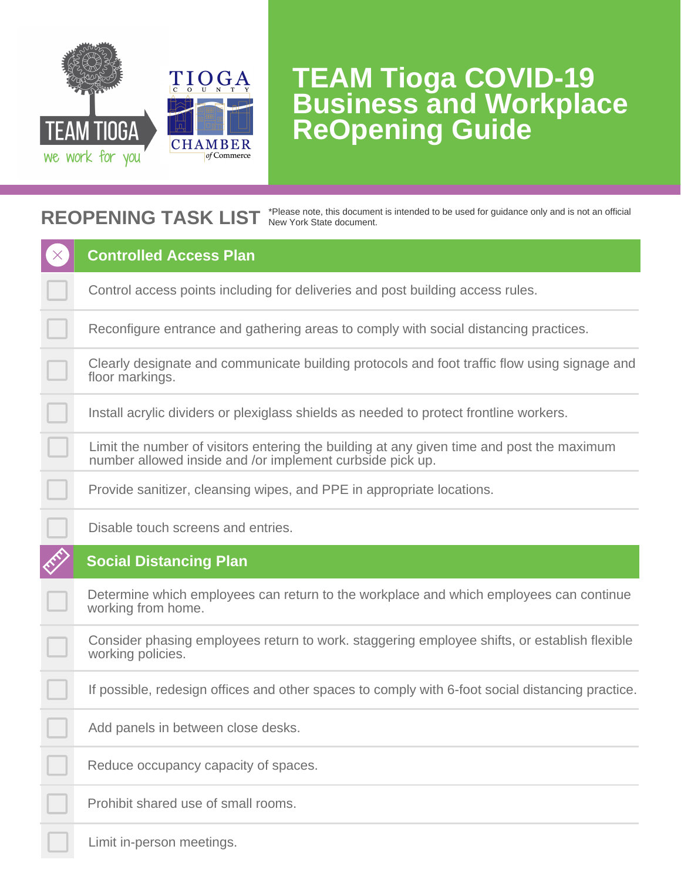TEAM TIOGA
we work for you

TIOGA COUNTY CHAMBER of Commerce

# TEAM Tioga COVID-19 Business and Workplace ReOpening Guide

## REOPENING TASK LIST

*Please note, this document is intended to be used for guidance only and is not an official New York State document.

### Controlled Access Plan

- [ ] Control access points including for deliveries and post building access rules.
- [ ] Reconfigure entrance and gathering areas to comply with social distancing practices.
- [ ] Clearly designate and communicate building protocols and foot traffic flow using signage and floor markings.
- [ ] Install acrylic dividers or plexiglass shields as needed to protect frontline workers.
- [ ] Limit the number of visitors entering the building at any given time and post the maximum number allowed inside and /or implement curbside pick up.
- [ ] Provide sanitizer, cleansing wipes, and PPE in appropriate locations.
- [ ] Disable touch screens and entries.

### Social Distancing Plan

- [ ] Determine which employees can return to the workplace and which employees can continue working from home.
- [ ] Consider phasing employees return to work. staggering employee shifts, or establish flexible working policies.
- [ ] If possible, redesign offices and other spaces to comply with 6-foot social distancing practice.
- [ ] Add panels in between close desks.
- [ ] Reduce occupancy capacity of spaces.
- [ ] Prohibit shared use of small rooms.
- [ ] Limit in-person meetings.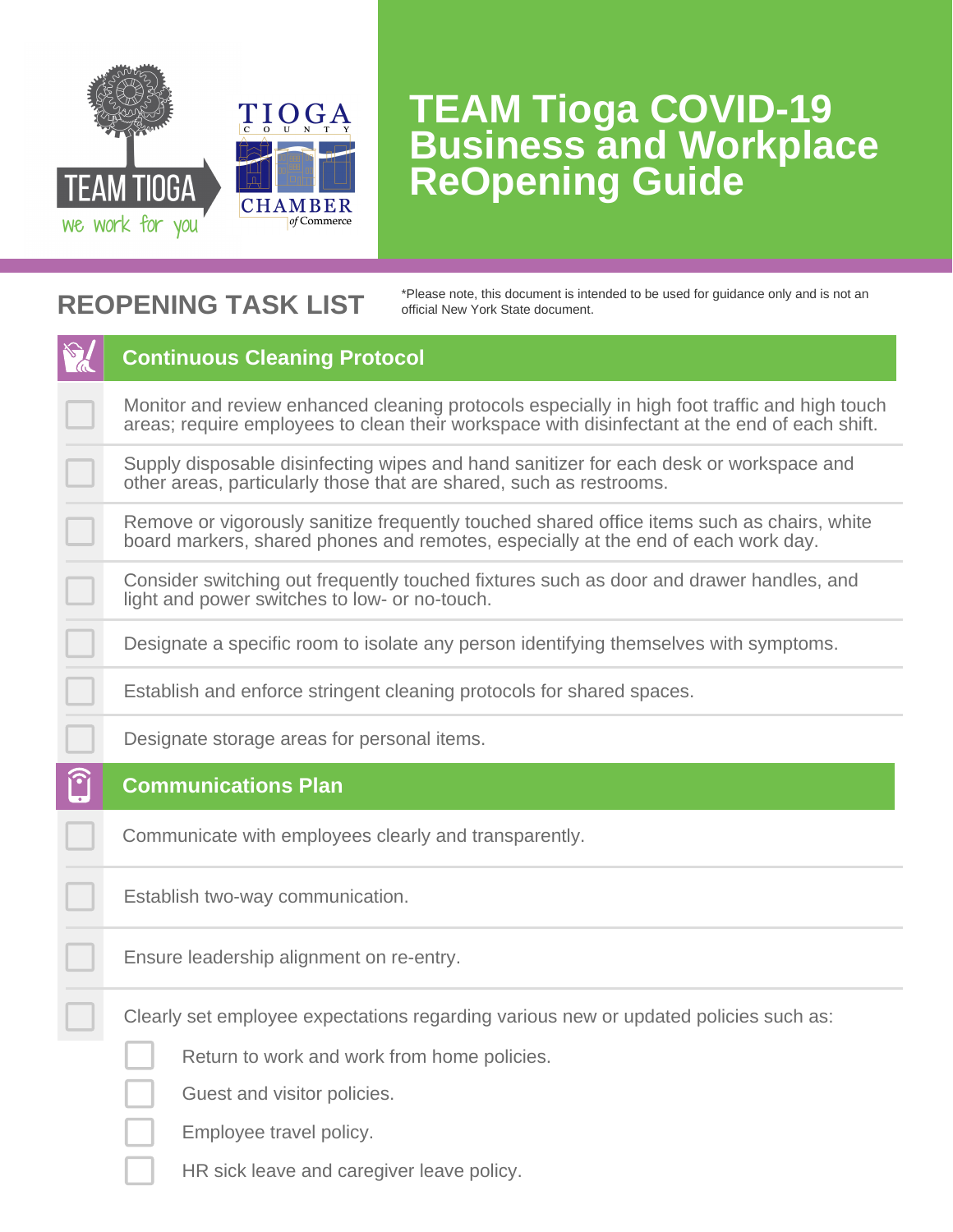# TEAM Tioga COVID-19 Business and Workplace ReOpening Guide

## REOPENING TASK LIST

*Please note, this document is intended to be used for guidance only and is not an official New York State document.

### Continuous Cleaning Protocol

- [ ] Monitor and review enhanced cleaning protocols especially in high foot traffic and high touch areas; require employees to clean their workspace with disinfectant at the end of each shift.
- [ ] Supply disposable disinfecting wipes and hand sanitizer for each desk or workspace and other areas, particularly those that are shared, such as restrooms.
- [ ] Remove or vigorously sanitize frequently touched shared office items such as chairs, white board markers, shared phones and remotes, especially at the end of each work day.
- [ ] Consider switching out frequently touched fixtures such as door and drawer handles, and light and power switches to low- or no-touch.
- [ ] Designate a specific room to isolate any person identifying themselves with symptoms.
- [ ] Establish and enforce stringent cleaning protocols for shared spaces.
- [ ] Designate storage areas for personal items.

### Communications Plan

- [ ] Communicate with employees clearly and transparently.
- [ ] Establish two-way communication.
- [ ] Ensure leadership alignment on re-entry.
- [ ] Clearly set employee expectations regarding various new or updated policies such as:
  - [ ] Return to work and work from home policies.
  - [ ] Guest and visitor policies.
  - [ ] Employee travel policy.
  - [ ] HR sick leave and caregiver leave policy.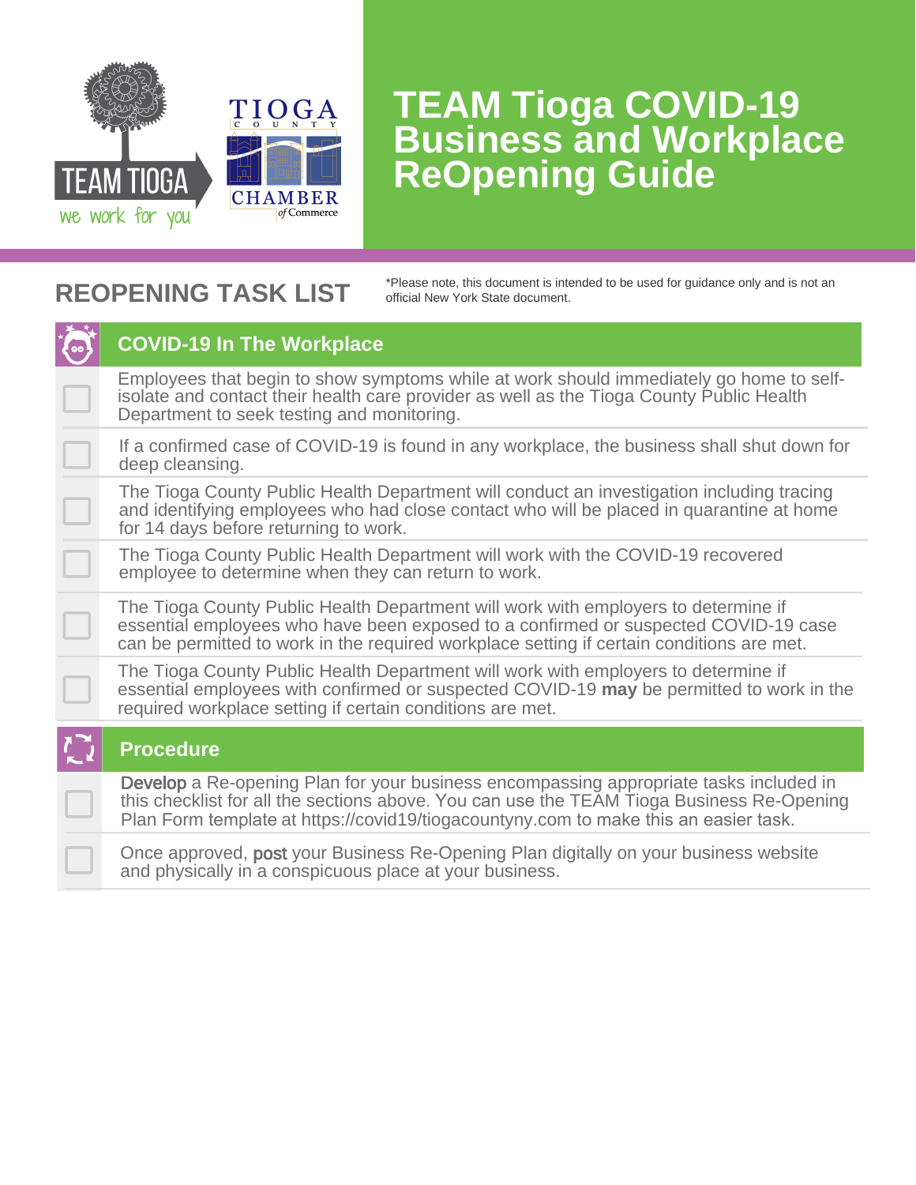# TEAM Tioga COVID-19 Business and Workplace ReOpening Guide

TEAM TIOGA
we work for you

TIOGA COUNTY CHAMBER of Commerce

## REOPENING TASK LIST

*Please note, this document is intended to be used for guidance only and is not an official New York State document.

### COVID-19 In The Workplace

- [ ] Employees that begin to show symptoms while at work should immediately go home to self-isolate and contact their health care provider as well as the Tioga County Public Health Department to seek testing and monitoring.
- [ ] If a confirmed case of COVID-19 is found in any workplace, the business shall shut down for deep cleansing.
- [ ] The Tioga County Public Health Department will conduct an investigation including tracing and identifying employees who had close contact who will be placed in quarantine at home for 14 days before returning to work.
- [ ] The Tioga County Public Health Department will work with the COVID-19 recovered employee to determine when they can return to work.
- [ ] The Tioga County Public Health Department will work with employers to determine if essential employees who have been exposed to a confirmed or suspected COVID-19 case can be permitted to work in the required workplace setting if certain conditions are met.
- [ ] The Tioga County Public Health Department will work with employers to determine if essential employees with confirmed or suspected COVID-19 **may** be permitted to work in the required workplace setting if certain conditions are met.

### Procedure

- [ ] Develop a Re-opening Plan for your business encompassing appropriate tasks included in this checklist for all the sections above. You can use the TEAM Tioga Business Re-Opening Plan Form template at https://covid19/tiogacountyny.com to make this an easier task.
- [ ] Once approved, post your Business Re-Opening Plan digitally on your business website and physically in a conspicuous place at your business.